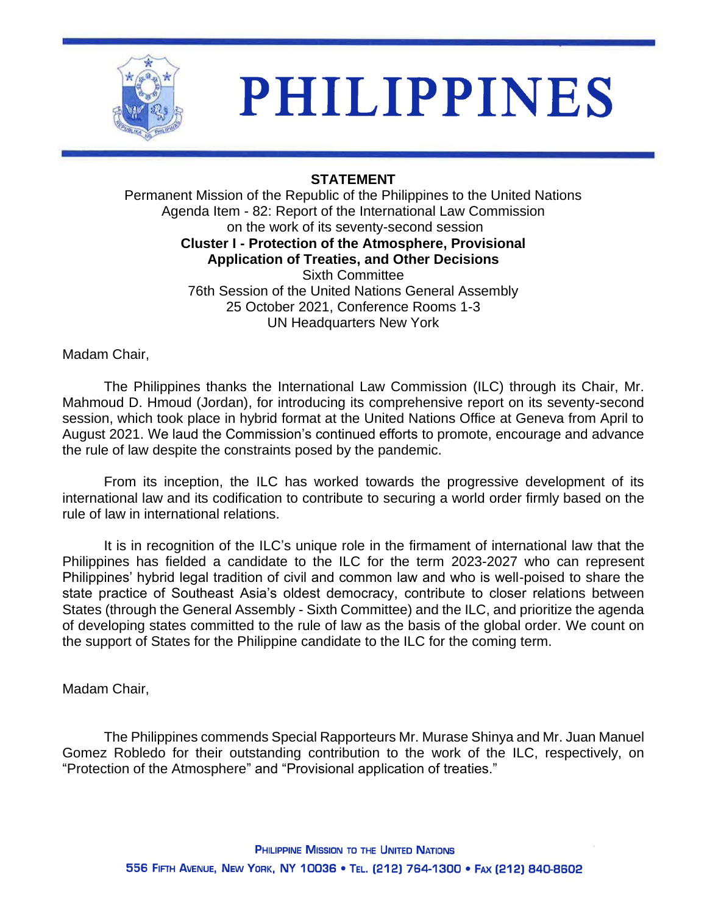# PHILIPPINES

**STATEMENT**

Permanent Mission of the Republic of the Philippines to the United Nations
Agenda Item - 82: Report of the International Law Commission
on the work of its seventy-second session
**Cluster I - Protection of the Atmosphere, Provisional Application of Treaties, and Other Decisions**
Sixth Committee
76th Session of the United Nations General Assembly
25 October 2021, Conference Rooms 1-3
UN Headquarters New York

Madam Chair,

The Philippines thanks the International Law Commission (ILC) through its Chair, Mr. Mahmoud D. Hmoud (Jordan), for introducing its comprehensive report on its seventy-second session, which took place in hybrid format at the United Nations Office at Geneva from April to August 2021. We laud the Commission's continued efforts to promote, encourage and advance the rule of law despite the constraints posed by the pandemic.

From its inception, the ILC has worked towards the progressive development of its international law and its codification to contribute to securing a world order firmly based on the rule of law in international relations.

It is in recognition of the ILC's unique role in the firmament of international law that the Philippines has fielded a candidate to the ILC for the term 2023-2027 who can represent Philippines' hybrid legal tradition of civil and common law and who is well-poised to share the state practice of Southeast Asia's oldest democracy, contribute to closer relations between States (through the General Assembly - Sixth Committee) and the ILC, and prioritize the agenda of developing states committed to the rule of law as the basis of the global order. We count on the support of States for the Philippine candidate to the ILC for the coming term.

Madam Chair,

The Philippines commends Special Rapporteurs Mr. Murase Shinya and Mr. Juan Manuel Gomez Robledo for their outstanding contribution to the work of the ILC, respectively, on "Protection of the Atmosphere" and "Provisional application of treaties."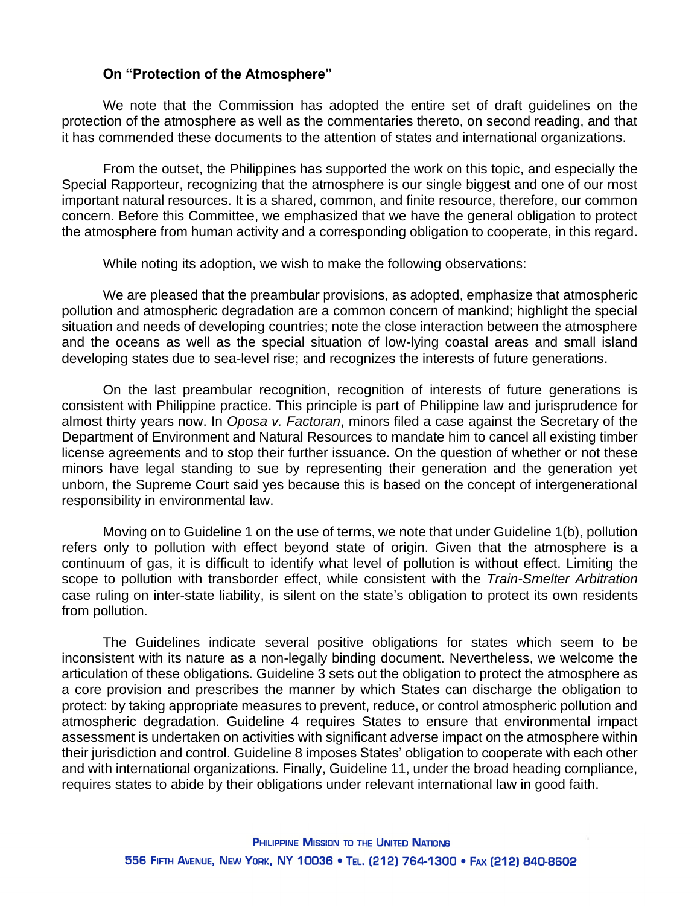**On "Protection of the Atmosphere"**

We note that the Commission has adopted the entire set of draft guidelines on the protection of the atmosphere as well as the commentaries thereto, on second reading, and that it has commended these documents to the attention of states and international organizations.

From the outset, the Philippines has supported the work on this topic, and especially the Special Rapporteur, recognizing that the atmosphere is our single biggest and one of our most important natural resources. It is a shared, common, and finite resource, therefore, our common concern. Before this Committee, we emphasized that we have the general obligation to protect the atmosphere from human activity and a corresponding obligation to cooperate, in this regard.

While noting its adoption, we wish to make the following observations:

We are pleased that the preambular provisions, as adopted, emphasize that atmospheric pollution and atmospheric degradation are a common concern of mankind; highlight the special situation and needs of developing countries; note the close interaction between the atmosphere and the oceans as well as the special situation of low-lying coastal areas and small island developing states due to sea-level rise; and recognizes the interests of future generations.

On the last preambular recognition, recognition of interests of future generations is consistent with Philippine practice. This principle is part of Philippine law and jurisprudence for almost thirty years now. In *Oposa v. Factoran*, minors filed a case against the Secretary of the Department of Environment and Natural Resources to mandate him to cancel all existing timber license agreements and to stop their further issuance. On the question of whether or not these minors have legal standing to sue by representing their generation and the generation yet unborn, the Supreme Court said yes because this is based on the concept of intergenerational responsibility in environmental law.

Moving on to Guideline 1 on the use of terms, we note that under Guideline 1(b), pollution refers only to pollution with effect beyond state of origin. Given that the atmosphere is a continuum of gas, it is difficult to identify what level of pollution is without effect. Limiting the scope to pollution with transborder effect, while consistent with the *Train-Smelter Arbitration* case ruling on inter-state liability, is silent on the state's obligation to protect its own residents from pollution.

The Guidelines indicate several positive obligations for states which seem to be inconsistent with its nature as a non-legally binding document. Nevertheless, we welcome the articulation of these obligations. Guideline 3 sets out the obligation to protect the atmosphere as a core provision and prescribes the manner by which States can discharge the obligation to protect: by taking appropriate measures to prevent, reduce, or control atmospheric pollution and atmospheric degradation. Guideline 4 requires States to ensure that environmental impact assessment is undertaken on activities with significant adverse impact on the atmosphere within their jurisdiction and control. Guideline 8 imposes States' obligation to cooperate with each other and with international organizations. Finally, Guideline 11, under the broad heading compliance, requires states to abide by their obligations under relevant international law in good faith.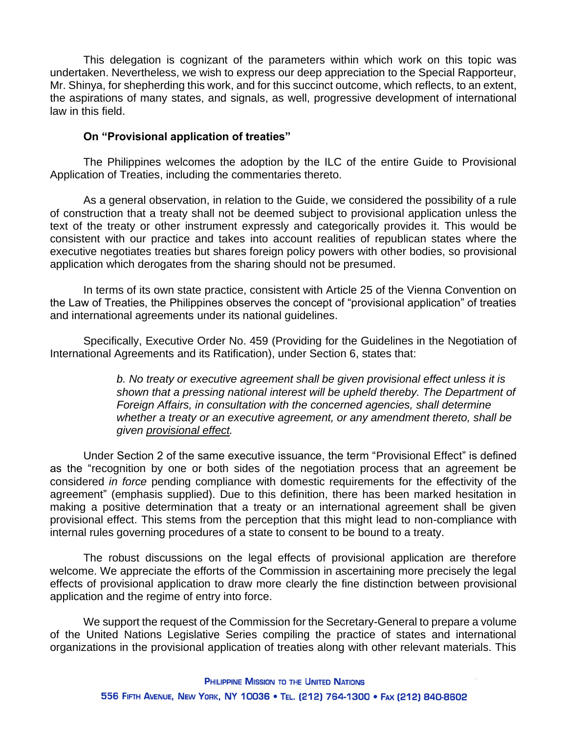This delegation is cognizant of the parameters within which work on this topic was undertaken. Nevertheless, we wish to express our deep appreciation to the Special Rapporteur, Mr. Shinya, for shepherding this work, and for this succinct outcome, which reflects, to an extent, the aspirations of many states, and signals, as well, progressive development of international law in this field.

**On "Provisional application of treaties"**

The Philippines welcomes the adoption by the ILC of the entire Guide to Provisional Application of Treaties, including the commentaries thereto.

As a general observation, in relation to the Guide, we considered the possibility of a rule of construction that a treaty shall not be deemed subject to provisional application unless the text of the treaty or other instrument expressly and categorically provides it. This would be consistent with our practice and takes into account realities of republican states where the executive negotiates treaties but shares foreign policy powers with other bodies, so provisional application which derogates from the sharing should not be presumed.

In terms of its own state practice, consistent with Article 25 of the Vienna Convention on the Law of Treaties, the Philippines observes the concept of "provisional application" of treaties and international agreements under its national guidelines.

Specifically, Executive Order No. 459 (Providing for the Guidelines in the Negotiation of International Agreements and its Ratification), under Section 6, states that:

> *b. No treaty or executive agreement shall be given provisional effect unless it is shown that a pressing national interest will be upheld thereby. The Department of Foreign Affairs, in consultation with the concerned agencies, shall determine whether a treaty or an executive agreement, or any amendment thereto, shall be given <u>provisional effect</u>.*

Under Section 2 of the same executive issuance, the term "Provisional Effect" is defined as the "recognition by one or both sides of the negotiation process that an agreement be considered *in force* pending compliance with domestic requirements for the effectivity of the agreement" (emphasis supplied). Due to this definition, there has been marked hesitation in making a positive determination that a treaty or an international agreement shall be given provisional effect. This stems from the perception that this might lead to non-compliance with internal rules governing procedures of a state to consent to be bound to a treaty.

The robust discussions on the legal effects of provisional application are therefore welcome. We appreciate the efforts of the Commission in ascertaining more precisely the legal effects of provisional application to draw more clearly the fine distinction between provisional application and the regime of entry into force.

We support the request of the Commission for the Secretary-General to prepare a volume of the United Nations Legislative Series compiling the practice of states and international organizations in the provisional application of treaties along with other relevant materials. This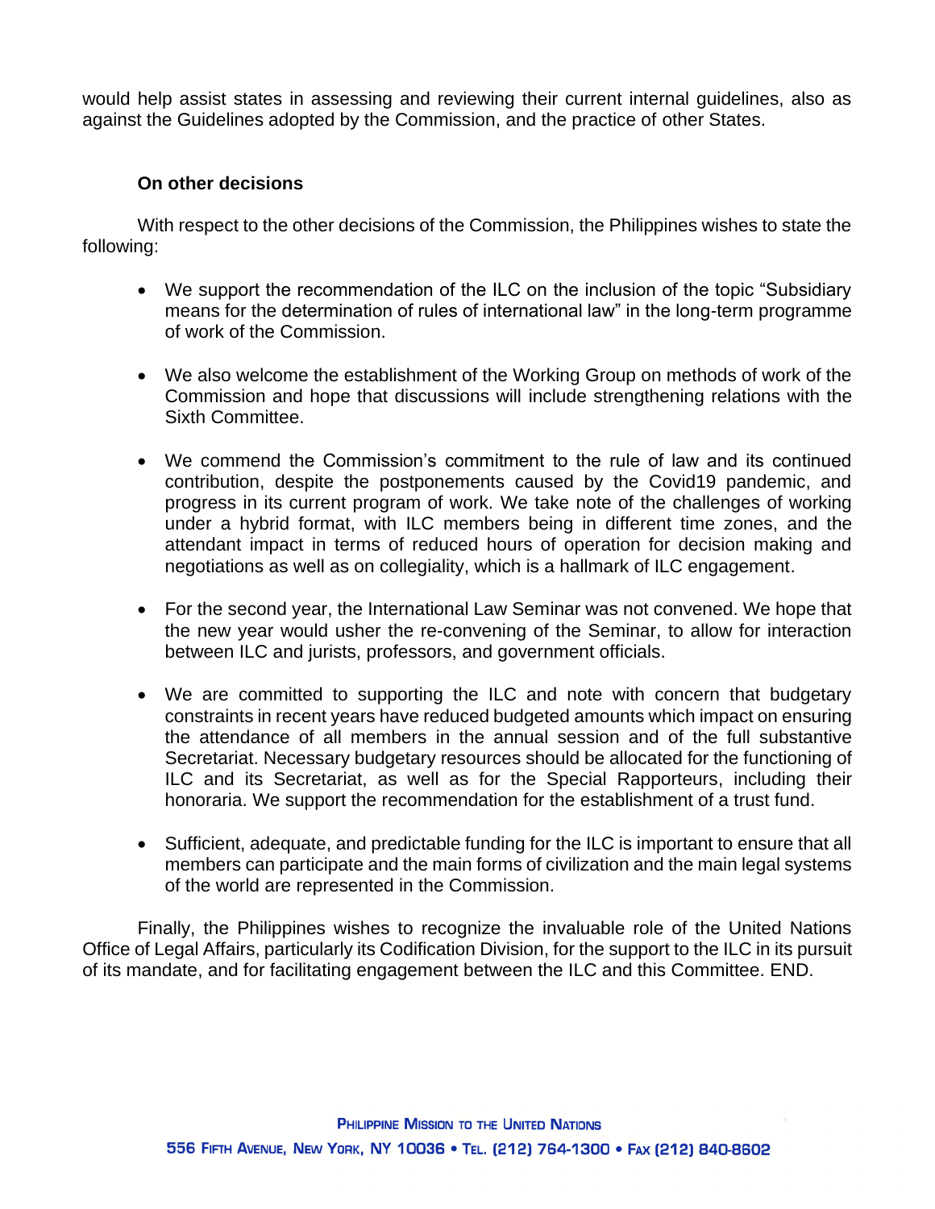would help assist states in assessing and reviewing their current internal guidelines, also as against the Guidelines adopted by the Commission, and the practice of other States.

**On other decisions**

With respect to the other decisions of the Commission, the Philippines wishes to state the following:

- We support the recommendation of the ILC on the inclusion of the topic "Subsidiary means for the determination of rules of international law" in the long-term programme of work of the Commission.

- We also welcome the establishment of the Working Group on methods of work of the Commission and hope that discussions will include strengthening relations with the Sixth Committee.

- We commend the Commission's commitment to the rule of law and its continued contribution, despite the postponements caused by the Covid19 pandemic, and progress in its current program of work. We take note of the challenges of working under a hybrid format, with ILC members being in different time zones, and the attendant impact in terms of reduced hours of operation for decision making and negotiations as well as on collegiality, which is a hallmark of ILC engagement.

- For the second year, the International Law Seminar was not convened. We hope that the new year would usher the re-convening of the Seminar, to allow for interaction between ILC and jurists, professors, and government officials.

- We are committed to supporting the ILC and note with concern that budgetary constraints in recent years have reduced budgeted amounts which impact on ensuring the attendance of all members in the annual session and of the full substantive Secretariat. Necessary budgetary resources should be allocated for the functioning of ILC and its Secretariat, as well as for the Special Rapporteurs, including their honoraria. We support the recommendation for the establishment of a trust fund.

- Sufficient, adequate, and predictable funding for the ILC is important to ensure that all members can participate and the main forms of civilization and the main legal systems of the world are represented in the Commission.

Finally, the Philippines wishes to recognize the invaluable role of the United Nations Office of Legal Affairs, particularly its Codification Division, for the support to the ILC in its pursuit of its mandate, and for facilitating engagement between the ILC and this Committee. END.